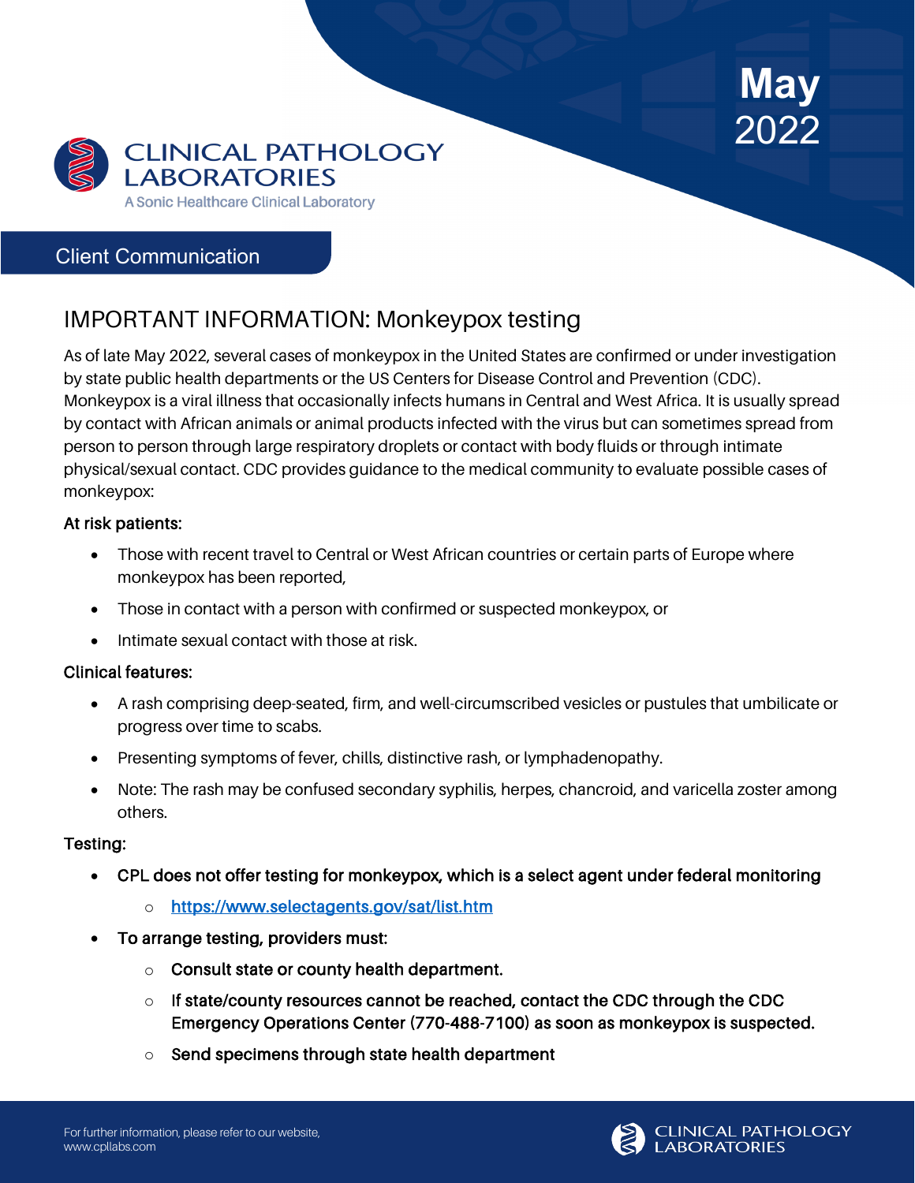**May 2022**

CLINICAL PATHOLOGY LABORATORIES

A Sonic Healthcare Clinical Laboratory

Client Communication

# IMPORTANT INFORMATION: Monkeypox testing

As of late May 2022, several cases of monkeypox in the United States are confirmed or under investigation by state public health departments or the US Centers for Disease Control and Prevention (CDC). Monkeypox is a viral illness that occasionally infects humans in Central and West Africa. It is usually spread by contact with African animals or animal products infected with the virus but can sometimes spread from person to person through large respiratory droplets or contact with body fluids or through intimate physical/sexual contact. CDC provides guidance to the medical community to evaluate possible cases of monkeypox:

**At risk patients:**

- Those with recent travel to Central or West African countries or certain parts of Europe where monkeypox has been reported,
- Those in contact with a person with confirmed or suspected monkeypox, or
- Intimate sexual contact with those at risk.

**Clinical features:**

- A rash comprising deep-seated, firm, and well-circumscribed vesicles or pustules that umbilicate or progress over time to scabs.
- Presenting symptoms of fever, chills, distinctive rash, or lymphadenopathy.
- Note: The rash may be confused secondary syphilis, herpes, chancroid, and varicella zoster among others.

**Testing:**

- **CPL does not offer testing for monkeypox, which is a select agent under federal monitoring**
  - https://www.selectagents.gov/sat/list.htm
- **To arrange testing, providers must:**
  - **Consult state or county health department.**
  - **If state/county resources cannot be reached, contact the CDC through the CDC Emergency Operations Center (770-488-7100) as soon as monkeypox is suspected.**
  - **Send specimens through state health department**

For further information, please refer to our website, www.cpllabs.com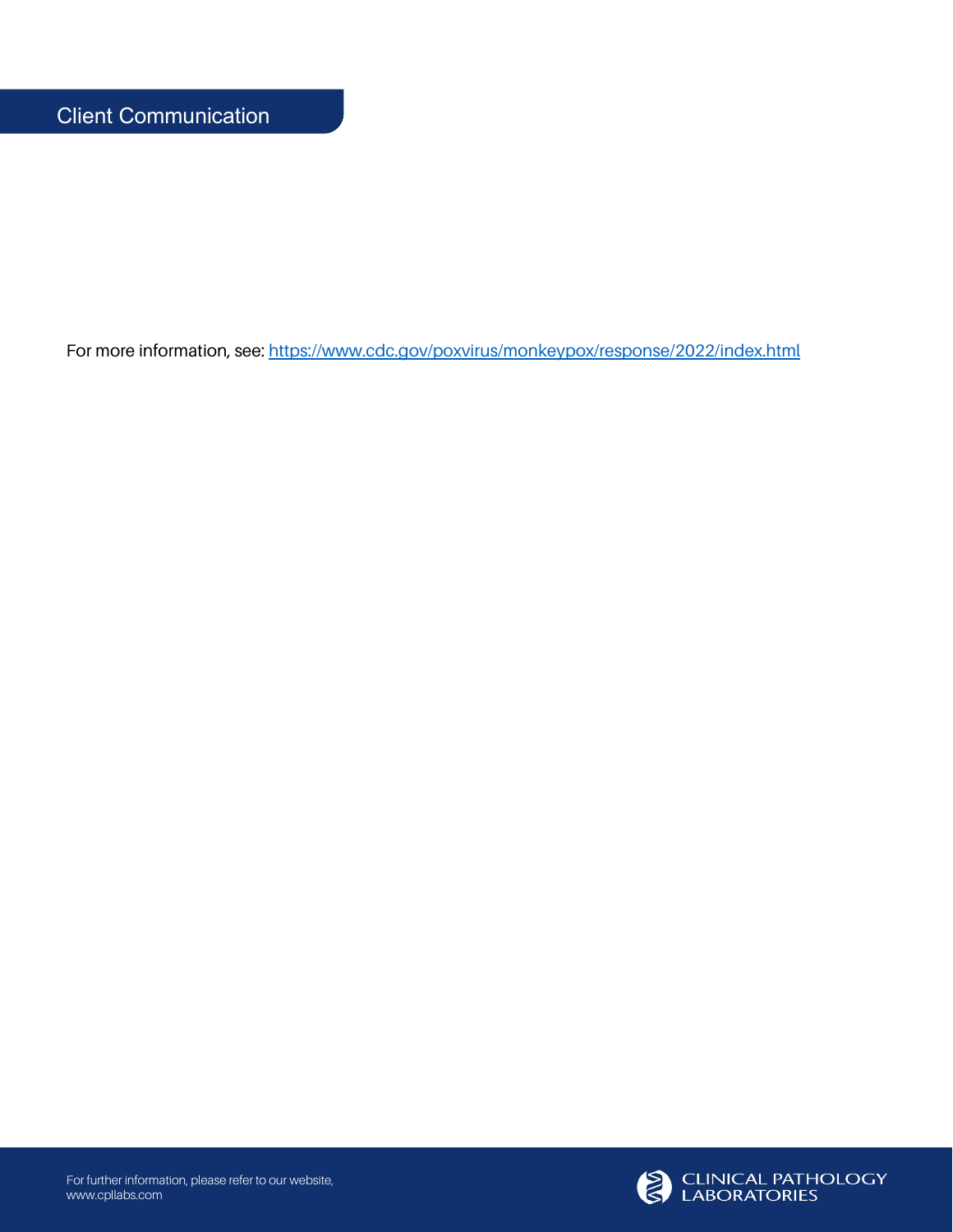For more information, see: [https://www.cdc.gov/poxvirus/monkeypox/response/2022/index.html](https://www.cdc.gov/poxvirus/monkeypox/response/2022/index.html)